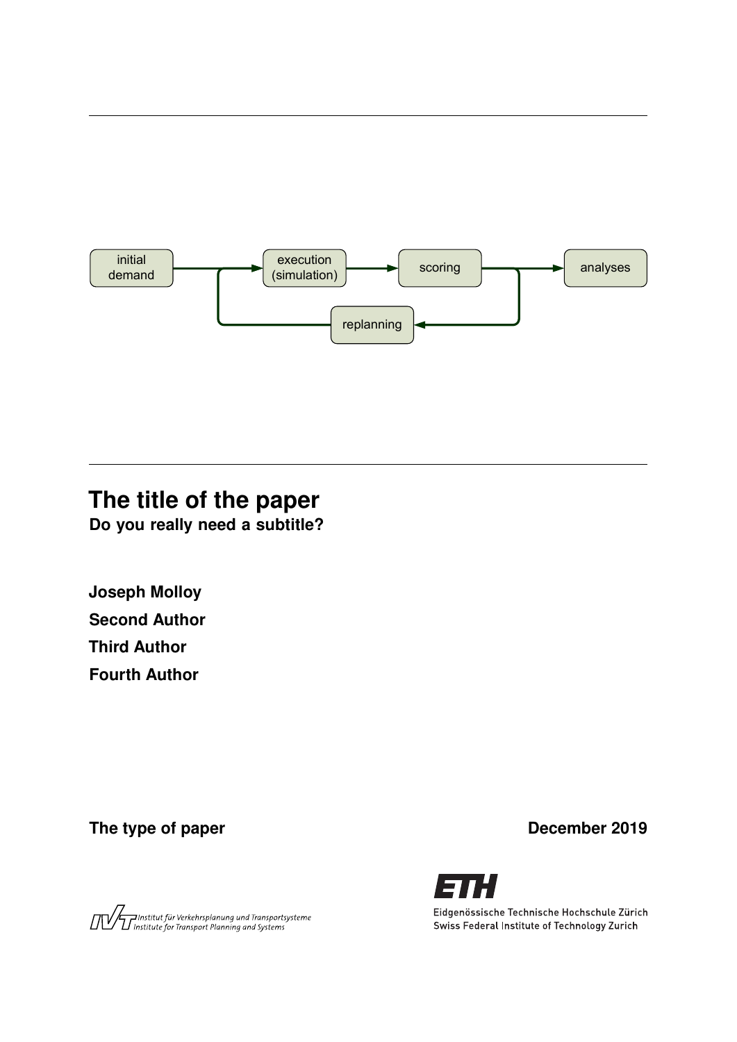initial demand

execution (simulation)

scoring

analyses

replanning

# The title of the paper

**Do you really need a subtitle?**

**Joseph Molloy**

**Second Author**

**Third Author**

**Fourth Author**

**The type of paper**

**December 2019**

Institut für Verkehrsplanung und Transportsysteme
Institute for Transport Planning and Systems

ETH
Eidgenössische Technische Hochschule Zürich
Swiss Federal Institute of Technology Zurich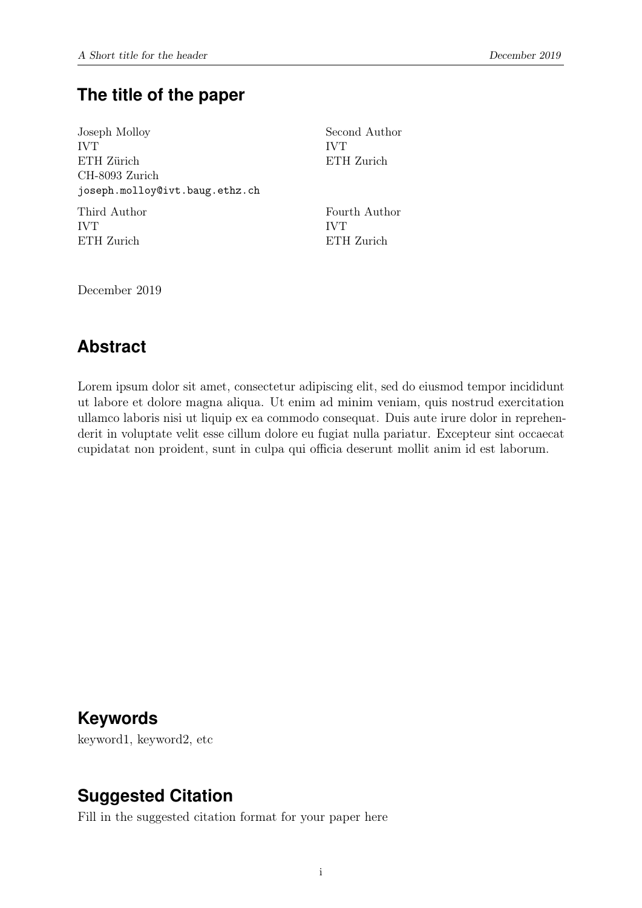# The title of the paper

Joseph Molloy
IVT
ETH Zürich
CH-8093 Zurich
joseph.molloy@ivt.baug.ethz.ch

Second Author
IVT
ETH Zurich

Third Author
IVT
ETH Zurich

Fourth Author
IVT
ETH Zurich

December 2019

## Abstract

Lorem ipsum dolor sit amet, consectetur adipiscing elit, sed do eiusmod tempor incididunt ut labore et dolore magna aliqua. Ut enim ad minim veniam, quis nostrud exercitation ullamco laboris nisi ut liquip ex ea commodo consequat. Duis aute irure dolor in reprehenderit in voluptate velit esse cillum dolore eu fugiat nulla pariatur. Excepteur sint occaecat cupidatat non proident, sunt in culpa qui officia deserunt mollit anim id est laborum.

## Keywords

keyword1, keyword2, etc

## Suggested Citation

Fill in the suggested citation format for your paper here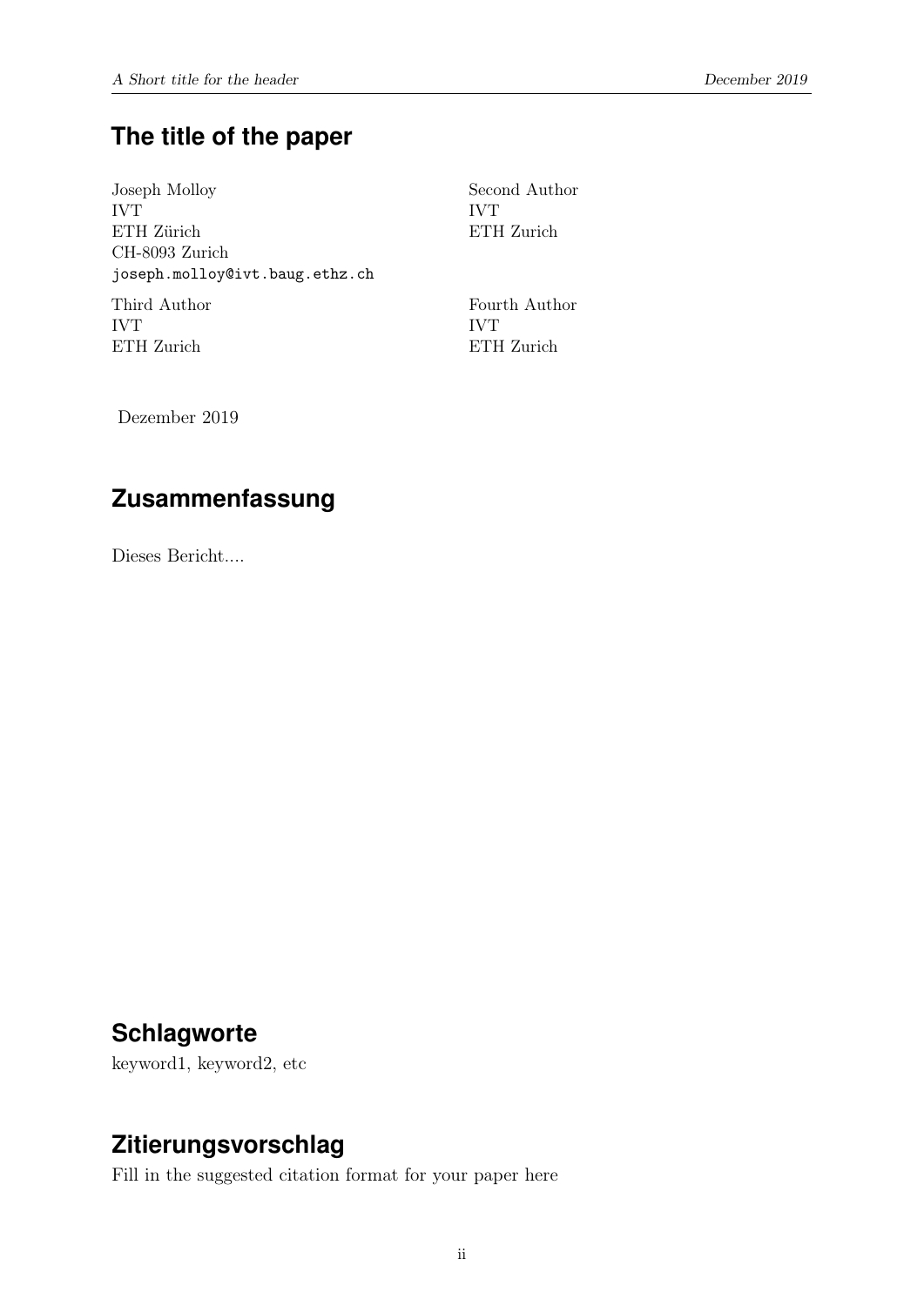# The title of the paper

Joseph Molloy
IVT
ETH Zürich
CH-8093 Zurich
joseph.molloy@ivt.baug.ethz.ch

Second Author
IVT
ETH Zurich

Third Author
IVT
ETH Zurich

Fourth Author
IVT
ETH Zurich

Dezember 2019

## Zusammenfassung

Dieses Bericht....

## Schlagworte

keyword1, keyword2, etc

## Zitierungsvorschlag

Fill in the suggested citation format for your paper here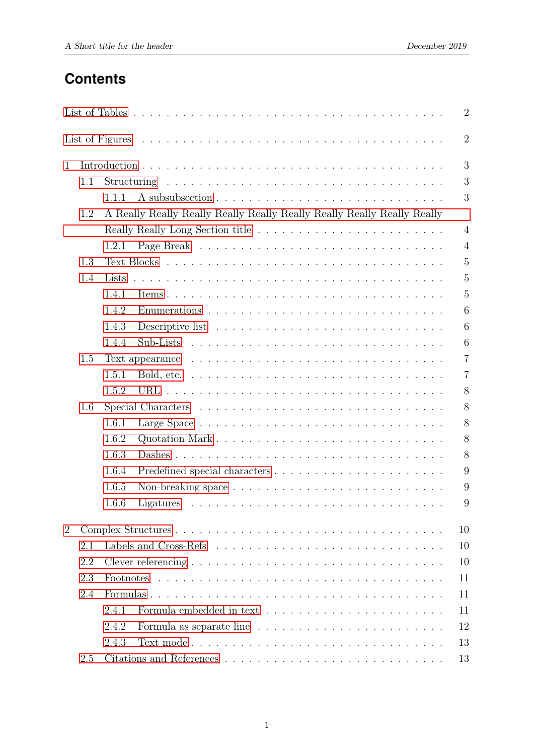# Contents

List of Tables . . . . . . . . . . 2

List of Figures . . . . . . . . . . 2

1 Introduction . . . . . . . . . . 3
- 1.1 Structuring . . . . . . . . . . 3
  - 1.1.1 A subsubsection . . . . . . . . . . 3
- 1.2 A Really Really Really Really Really Really Really Really Really Really Really Really Long Section title . . . . . . . . . . 4
  - 1.2.1 Page Break . . . . . . . . . . 4
- 1.3 Text Blocks . . . . . . . . . . 5
- 1.4 Lists . . . . . . . . . . 5
  - 1.4.1 Items . . . . . . . . . . 5
  - 1.4.2 Enumerations . . . . . . . . . . 6
  - 1.4.3 Descriptive list . . . . . . . . . . 6
  - 1.4.4 Sub-Lists . . . . . . . . . . 6
- 1.5 Text appearance . . . . . . . . . . 7
  - 1.5.1 Bold, etc. . . . . . . . . . . 7
  - 1.5.2 URL . . . . . . . . . . 8
- 1.6 Special Characters . . . . . . . . . . 8
  - 1.6.1 Large Space . . . . . . . . . . 8
  - 1.6.2 Quotation Mark . . . . . . . . . . 8
  - 1.6.3 Dashes . . . . . . . . . . 8
  - 1.6.4 Predefined special characters . . . . . . . . . . 9
  - 1.6.5 Non-breaking space . . . . . . . . . . 9
  - 1.6.6 Ligatures . . . . . . . . . . 9

2 Complex Structures . . . . . . . . . . 10
- 2.1 Labels and Cross-Refs . . . . . . . . . . 10
- 2.2 Clever referencing . . . . . . . . . . 10
- 2.3 Footnotes . . . . . . . . . . 11
- 2.4 Formulas . . . . . . . . . . 11
  - 2.4.1 Formula embedded in text . . . . . . . . . . 11
  - 2.4.2 Formula as separate line . . . . . . . . . . 12
  - 2.4.3 Text mode . . . . . . . . . . 13
- 2.5 Citations and References . . . . . . . . . . 13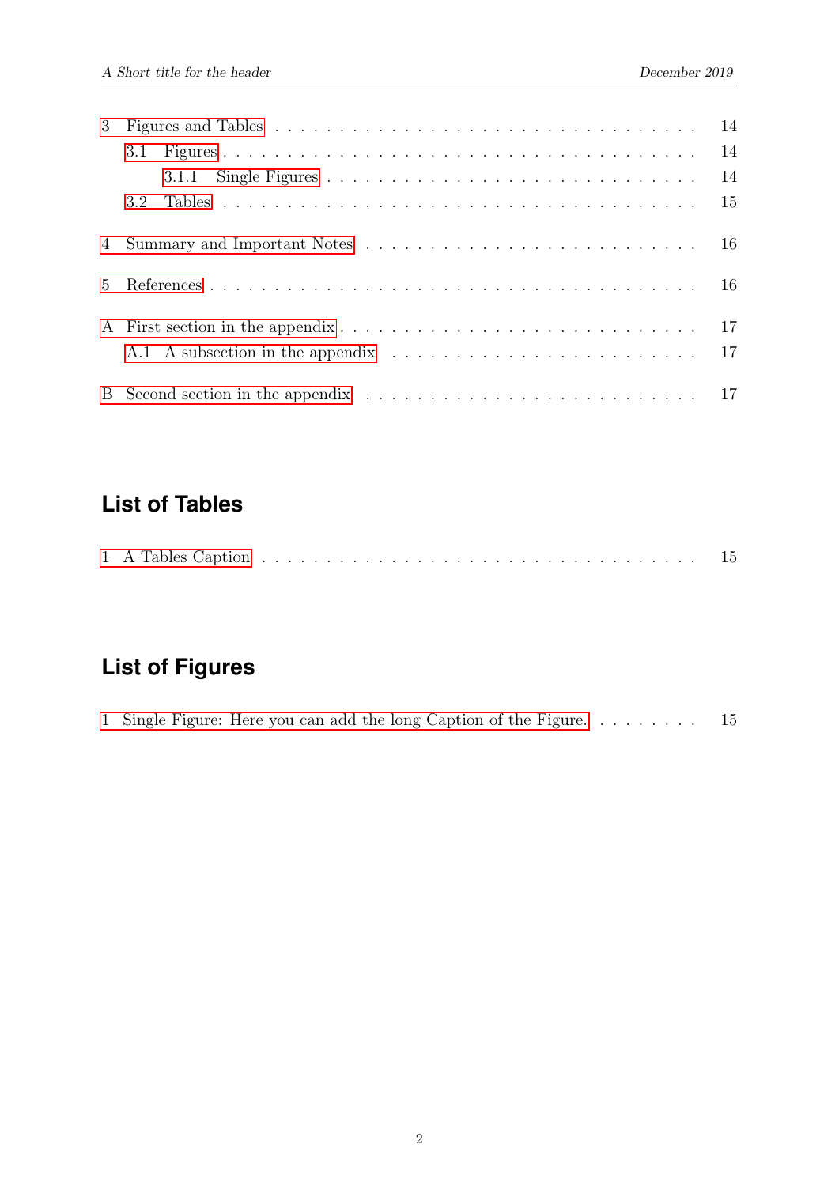3 Figures and Tables . . . . . . . . . . . . . . . . . . . . . . . . . . . . . . 14

- 3.1 Figures . . . . . . . . . . . . . . . . . . . . . . . . . . . . . . . . . 14
  - 3.1.1 Single Figures . . . . . . . . . . . . . . . . . . . . . . . . . . 14
- 3.2 Tables . . . . . . . . . . . . . . . . . . . . . . . . . . . . . . . . . 15

4 Summary and Important Notes . . . . . . . . . . . . . . . . . . . . . . . 16

5 References . . . . . . . . . . . . . . . . . . . . . . . . . . . . . . . . . . 16

A First section in the appendix . . . . . . . . . . . . . . . . . . . . . . . 17

- A.1 A subsection in the appendix . . . . . . . . . . . . . . . . . . . . . 17

B Second section in the appendix . . . . . . . . . . . . . . . . . . . . . . 17

## List of Tables

1 A Tables Caption . . . . . . . . . . . . . . . . . . . . . . . . . . . . . . 15

## List of Figures

1 Single Figure: Here you can add the long Caption of the Figure. . . . . . . . . 15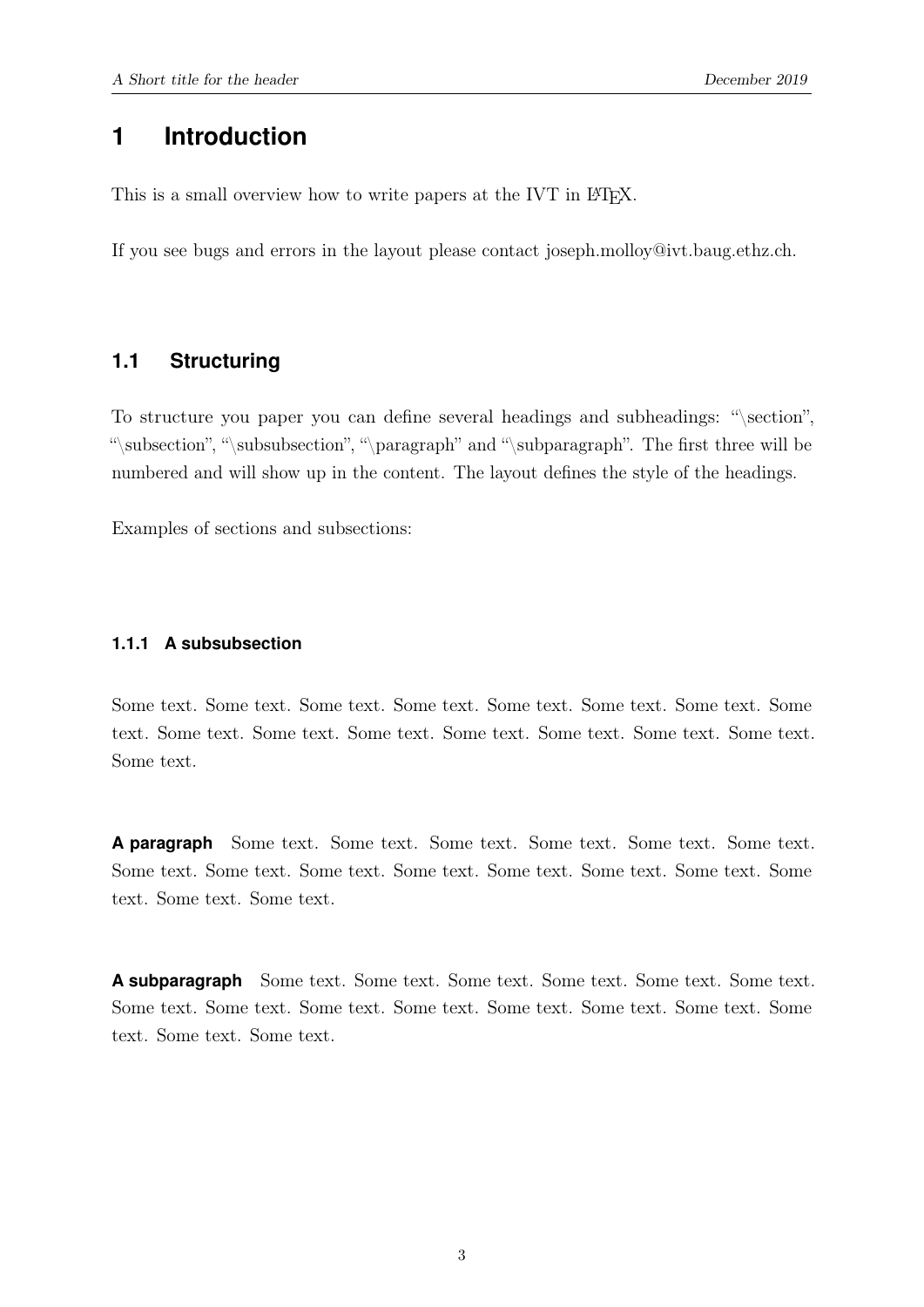# 1 Introduction

This is a small overview how to write papers at the IVT in LaTeX.

If you see bugs and errors in the layout please contact joseph.molloy@ivt.baug.ethz.ch.

## 1.1 Structuring

To structure you paper you can define several headings and subheadings: "\section", "\subsection", "\subsubsection", "\paragraph" and "\subparagraph". The first three will be numbered and will show up in the content. The layout defines the style of the headings.

Examples of sections and subsections:

### 1.1.1 A subsubsection

Some text. Some text. Some text. Some text. Some text. Some text. Some text. Some text. Some text. Some text. Some text. Some text. Some text. Some text. Some text. Some text.

**A paragraph** Some text. Some text. Some text. Some text. Some text. Some text. Some text. Some text. Some text. Some text. Some text. Some text. Some text. Some text. Some text. Some text.

**A subparagraph** Some text. Some text. Some text. Some text. Some text. Some text. Some text. Some text. Some text. Some text. Some text. Some text. Some text. Some text. Some text. Some text.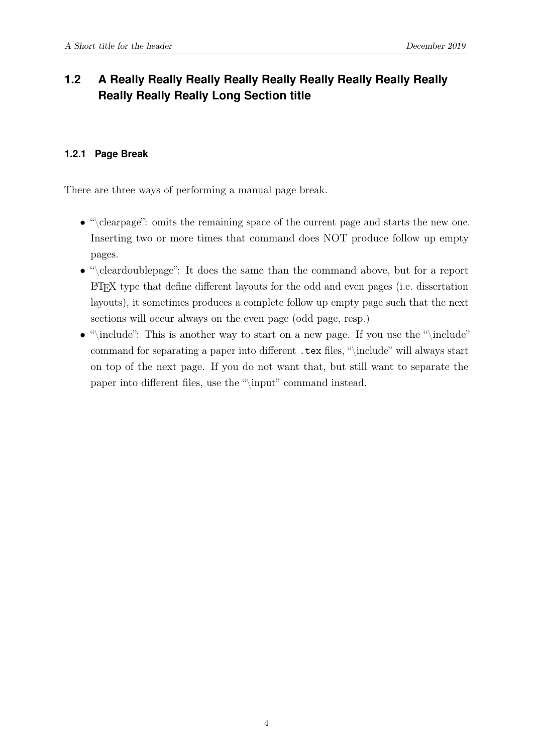## 1.2 A Really Really Really Really Really Really Really Really Really Really Really Really Long Section title

### 1.2.1 Page Break

There are three ways of performing a manual page break.

- "\clearpage": omits the remaining space of the current page and starts the new one. Inserting two or more times that command does NOT produce follow up empty pages.
- "\cleardoublepage": It does the same than the command above, but for a report LaTeX type that define different layouts for the odd and even pages (i.e. dissertation layouts), it sometimes produces a complete follow up empty page such that the next sections will occur always on the even page (odd page, resp.)
- "\include": This is another way to start on a new page. If you use the "\include" command for separating a paper into different `.tex` files, "\include" will always start on top of the next page. If you do not want that, but still want to separate the paper into different files, use the "\input" command instead.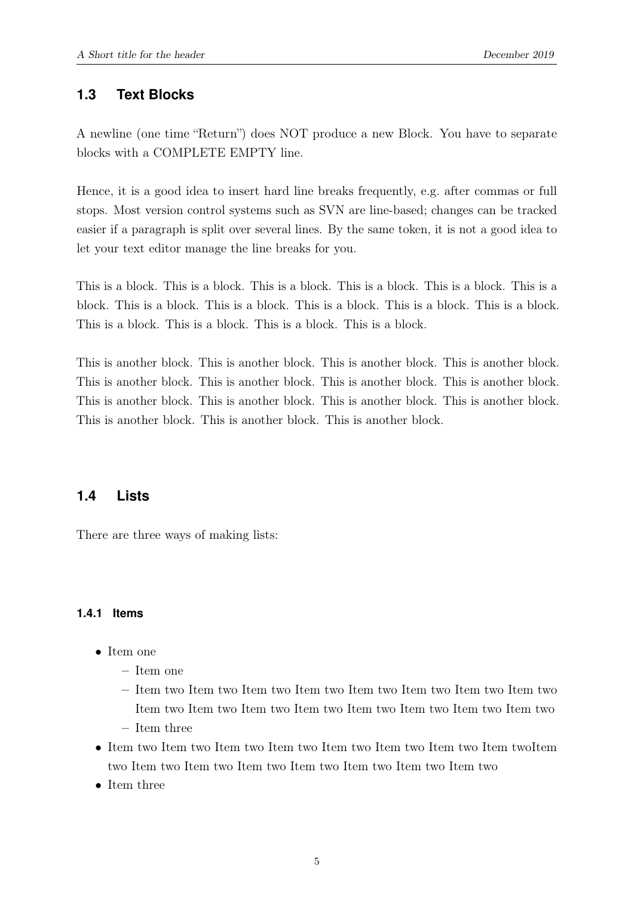## 1.3 Text Blocks

A newline (one time "Return") does NOT produce a new Block. You have to separate blocks with a COMPLETE EMPTY line.

Hence, it is a good idea to insert hard line breaks frequently, e.g. after commas or full stops. Most version control systems such as SVN are line-based; changes can be tracked easier if a paragraph is split over several lines. By the same token, it is not a good idea to let your text editor manage the line breaks for you.

This is a block. This is a block. This is a block. This is a block. This is a block. This is a block. This is a block. This is a block. This is a block. This is a block. This is a block. This is a block. This is a block. This is a block. This is a block.

This is another block. This is another block. This is another block. This is another block. This is another block. This is another block. This is another block. This is another block. This is another block. This is another block. This is another block. This is another block. This is another block. This is another block. This is another block.

## 1.4 Lists

There are three ways of making lists:

### 1.4.1 Items

- Item one
  - Item one
  - Item two Item two Item two Item two Item two Item two Item two Item two Item two Item two Item two Item two Item two Item two Item two Item two
  - Item three
- Item two Item two Item two Item two Item two Item two Item two Item twoItem two Item two Item two Item two Item two Item two Item two Item two
- Item three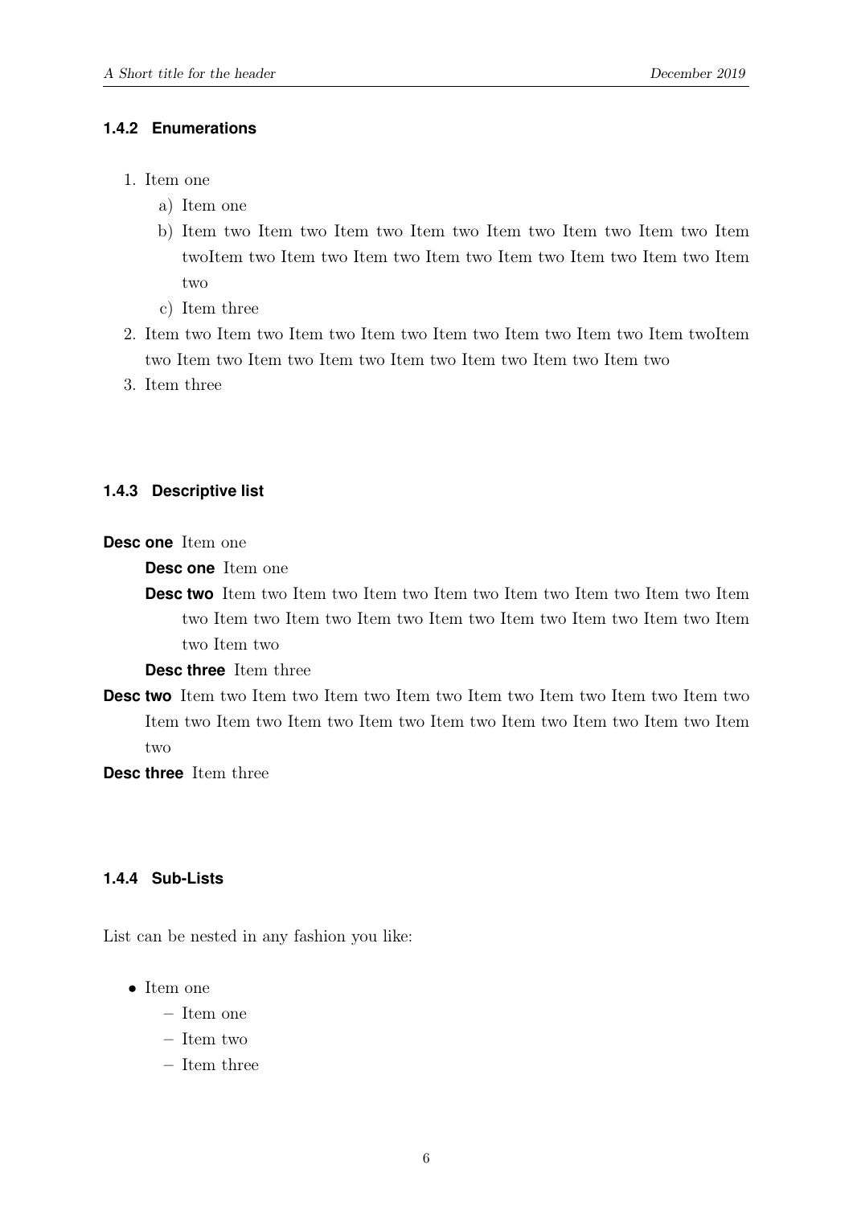### 1.4.2 Enumerations

1. Item one
   a) Item one
   b) Item two Item two Item two Item two Item two Item two Item two Item twoItem two Item two Item two Item two Item two Item two Item two Item two
   c) Item three
2. Item two Item two Item two Item two Item two Item two Item two Item twoItem two Item two Item two Item two Item two Item two Item two Item two
3. Item three

### 1.4.3 Descriptive list

**Desc one** Item one

- **Desc one** Item one
- **Desc two** Item two Item two Item two Item two Item two Item two Item two Item two Item two Item two Item two Item two Item two Item two Item two Item two Item two
- **Desc three** Item three

**Desc two** Item two Item two Item two Item two Item two Item two Item two Item two Item two Item two Item two Item two Item two Item two Item two Item two Item two

**Desc three** Item three

### 1.4.4 Sub-Lists

List can be nested in any fashion you like:

- Item one
  - Item one
  - Item two
  - Item three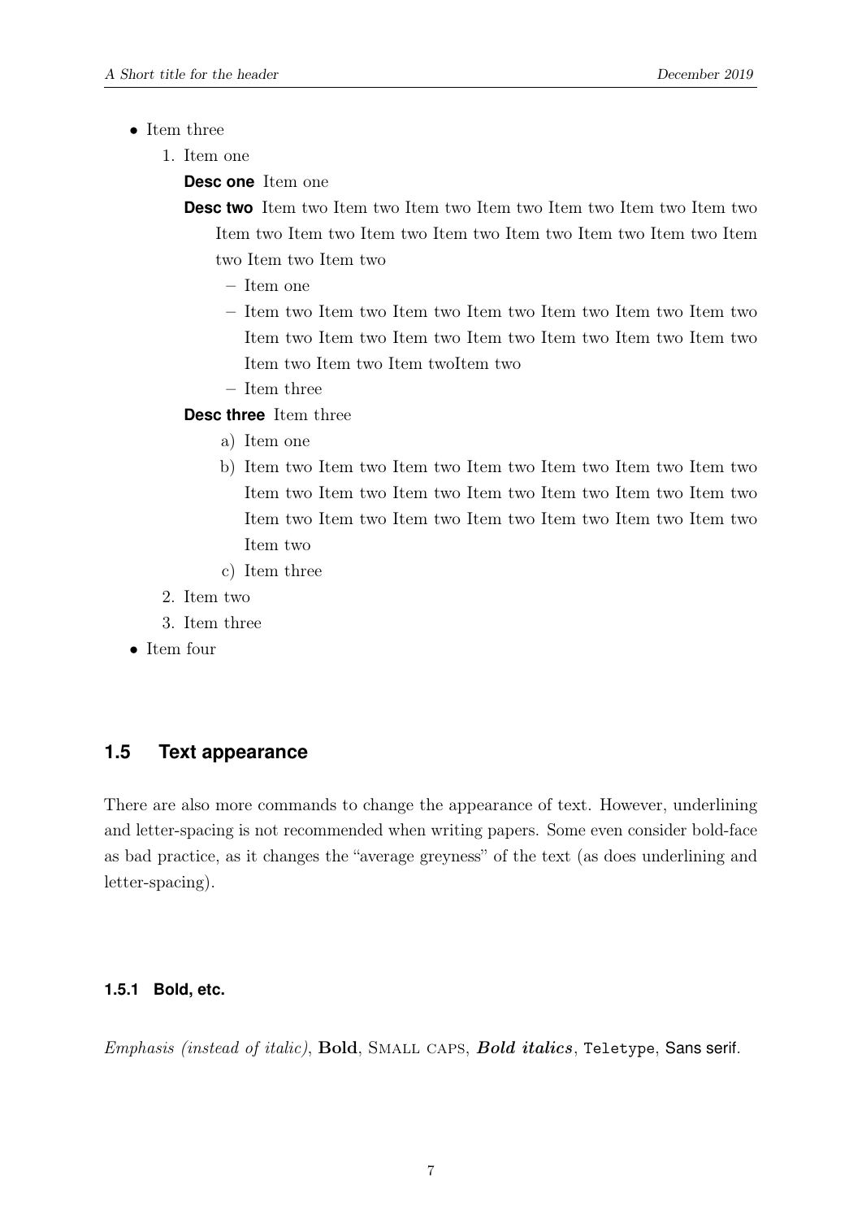- Item three
    1. Item one

        **Desc one** Item one

        **Desc two** Item two Item two Item two Item two Item two Item two Item two Item two Item two Item two Item two Item two Item two Item two Item two Item two Item two

        - Item one
        - Item two Item two Item two Item two Item two Item two Item two Item two Item two Item two Item two Item two Item two Item two Item two Item two Item twoItem two
        - Item three

        **Desc three** Item three

        a) Item one

        b) Item two Item two Item two Item two Item two Item two Item two Item two Item two Item two Item two Item two Item two Item two Item two Item two Item two Item two Item two Item two Item two Item two

        c) Item three
    2. Item two
    3. Item three
- Item four

## 1.5 Text appearance

There are also more commands to change the appearance of text. However, underlining and letter-spacing is not recommended when writing papers. Some even consider bold-face as bad practice, as it changes the "average greyness" of the text (as does underlining and letter-spacing).

### 1.5.1 Bold, etc.

*Emphasis (instead of italic)*, **Bold**, SMALL CAPS, ***Bold italics***, `Teletype`, Sans serif.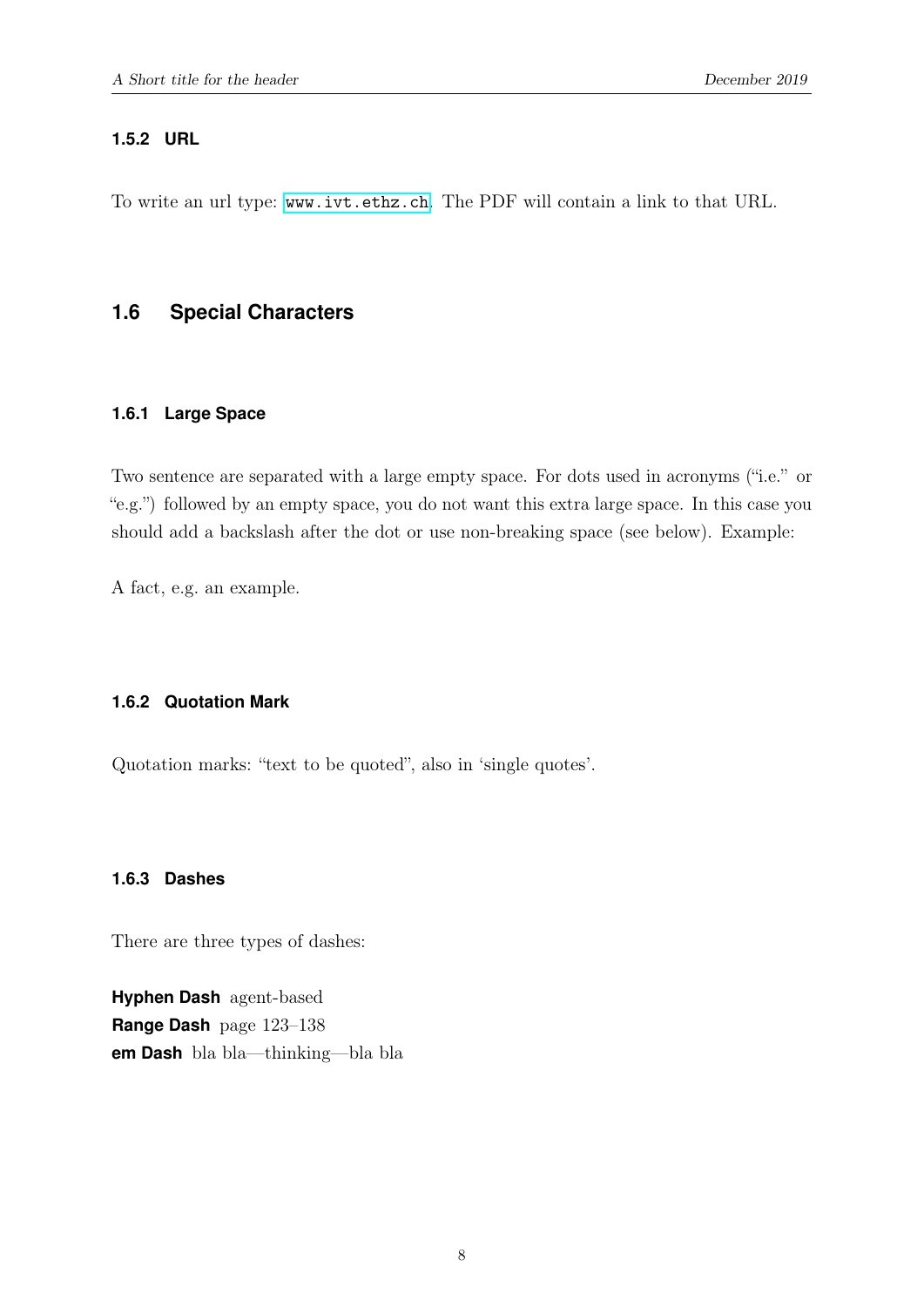#### 1.5.2 URL

To write an url type: `www.ivt.ethz.ch`. The PDF will contain a link to that URL.

### 1.6 Special Characters

#### 1.6.1 Large Space

Two sentence are separated with a large empty space. For dots used in acronyms ("i.e." or "e.g.") followed by an empty space, you do not want this extra large space. In this case you should add a backslash after the dot or use non-breaking space (see below). Example:

A fact, e.g. an example.

#### 1.6.2 Quotation Mark

Quotation marks: "text to be quoted", also in 'single quotes'.

#### 1.6.3 Dashes

There are three types of dashes:

**Hyphen Dash** agent-based
**Range Dash** page 123–138
**em Dash** bla bla—thinking—bla bla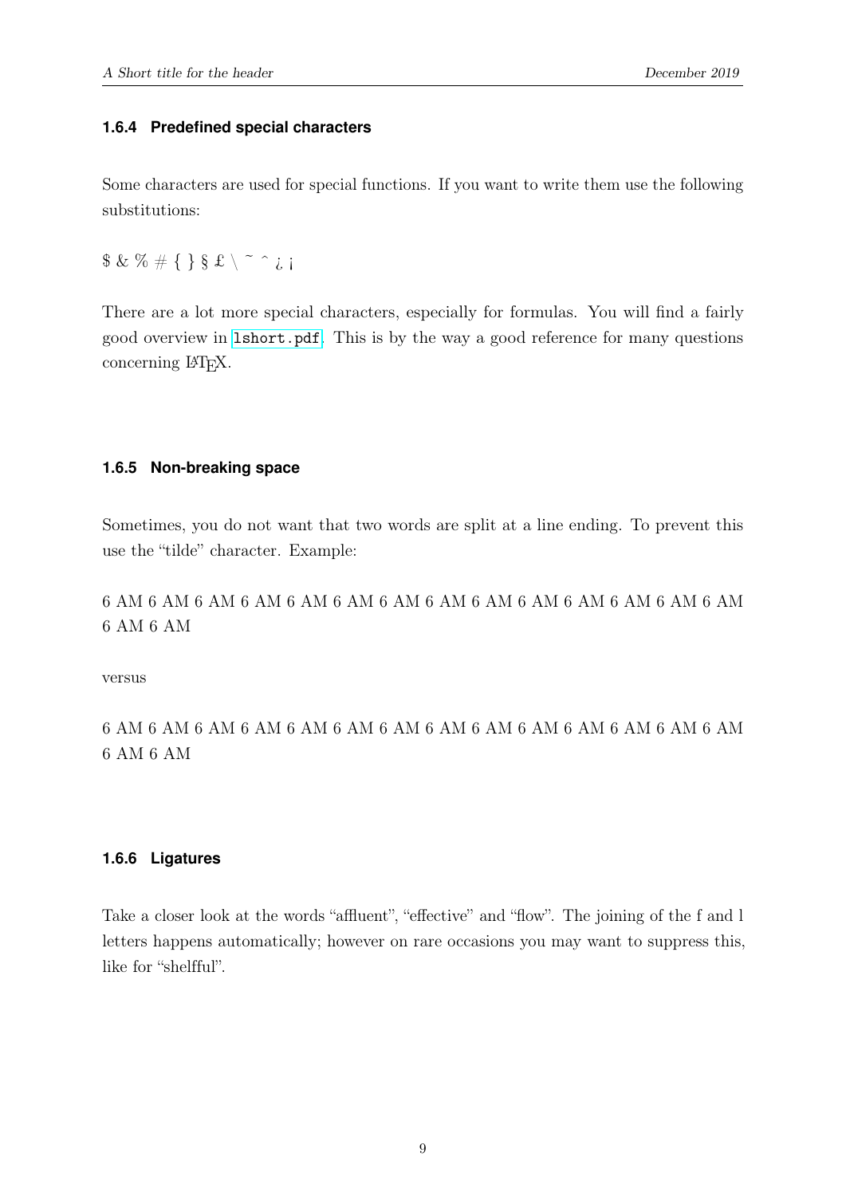### 1.6.4 Predefined special characters

Some characters are used for special functions. If you want to write them use the following substitutions:

$ & % # { } § £ \ ˜ ˆ ¿ ¡

There are a lot more special characters, especially for formulas. You will find a fairly good overview in `lshort.pdf`. This is by the way a good reference for many questions concerning LaTeX.

### 1.6.5 Non-breaking space

Sometimes, you do not want that two words are split at a line ending. To prevent this use the "tilde" character. Example:

6 AM 6 AM 6 AM 6 AM 6 AM 6 AM 6 AM 6 AM 6 AM 6 AM 6 AM 6 AM 6 AM 6 AM 6 AM 6 AM

versus

6 AM 6 AM 6 AM 6 AM 6 AM 6 AM 6 AM 6 AM 6 AM 6 AM 6 AM 6 AM 6 AM 6 AM 6 AM 6 AM

### 1.6.6 Ligatures

Take a closer look at the words "affluent", "effective" and "flow". The joining of the f and l letters happens automatically; however on rare occasions you may want to suppress this, like for "shelfful".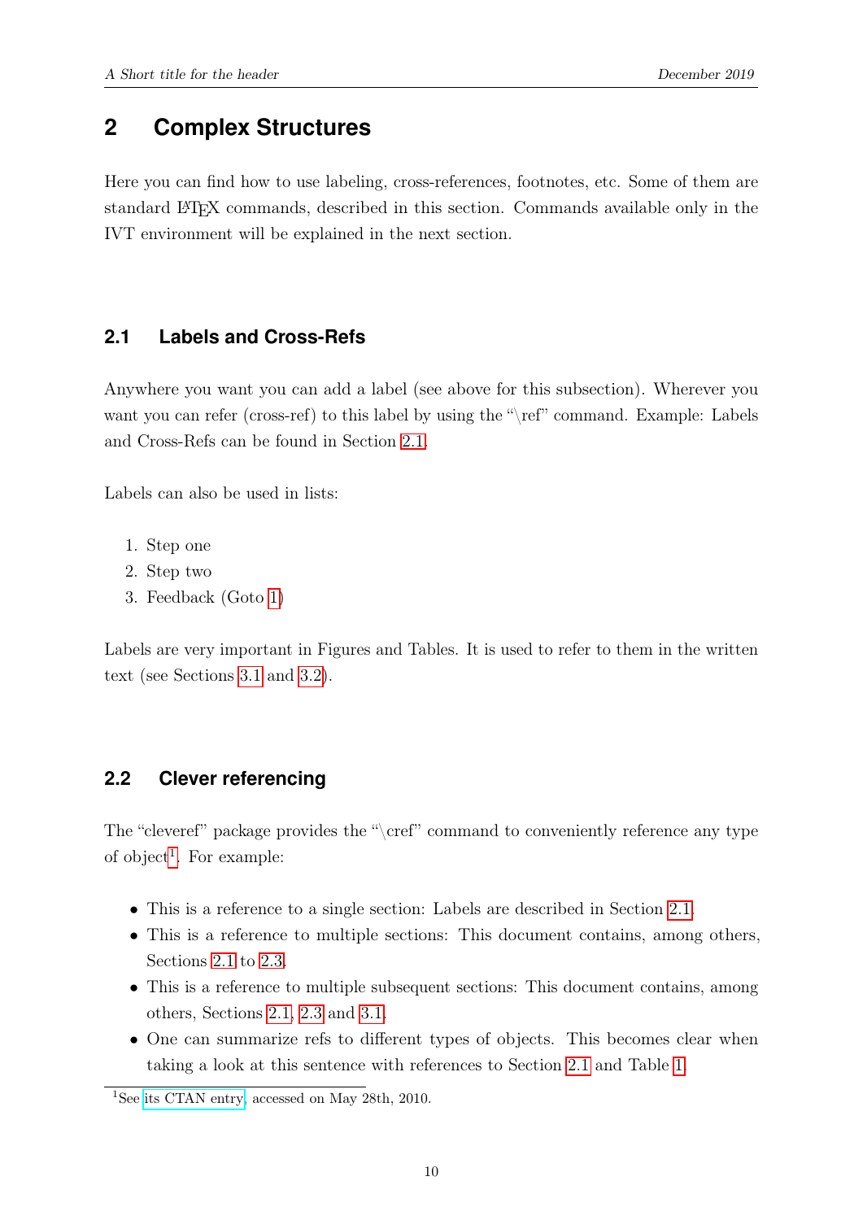## 2 Complex Structures

Here you can find how to use labeling, cross-references, footnotes, etc. Some of them are standard LaTeX commands, described in this section. Commands available only in the IVT environment will be explained in the next section.

### 2.1 Labels and Cross-Refs

Anywhere you want you can add a label (see above for this subsection). Wherever you want you can refer (cross-ref) to this label by using the "\ref" command. Example: Labels and Cross-Refs can be found in Section 2.1.

Labels can also be used in lists:

1. Step one
2. Step two
3. Feedback (Goto 1)

Labels are very important in Figures and Tables. It is used to refer to them in the written text (see Sections 3.1 and 3.2).

### 2.2 Clever referencing

The "cleveref" package provides the "\cref" command to conveniently reference any type of object[1]. For example:

- This is a reference to a single section: Labels are described in Section 2.1.
- This is a reference to multiple sections: This document contains, among others, Sections 2.1 to 2.3.
- This is a reference to multiple subsequent sections: This document contains, among others, Sections 2.1, 2.3 and 3.1.
- One can summarize refs to different types of objects. This becomes clear when taking a look at this sentence with references to Section 2.1 and Table 1.

[1] See its CTAN entry, accessed on May 28th, 2010.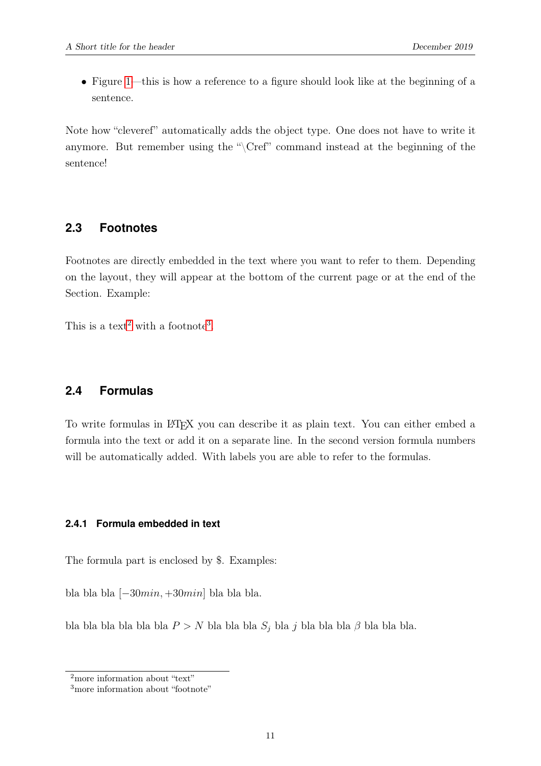- Figure 1—this is how a reference to a figure should look like at the beginning of a sentence.

Note how "cleveref" automatically adds the object type. One does not have to write it anymore. But remember using the "\Cref" command instead at the beginning of the sentence!

## 2.3 Footnotes

Footnotes are directly embedded in the text where you want to refer to them. Depending on the layout, they will appear at the bottom of the current page or at the end of the Section. Example:

This is a text[2] with a footnote[3].

## 2.4 Formulas

To write formulas in LaTeX you can describe it as plain text. You can either embed a formula into the text or add it on a separate line. In the second version formula numbers will be automatically added. With labels you are able to refer to the formulas.

### 2.4.1 Formula embedded in text

The formula part is enclosed by $. Examples:

bla bla bla $[-30min, +30min]$ bla bla bla.

bla bla bla bla bla bla $P > N$ bla bla bla $S_j$ bla $j$ bla bla bla $\beta$ bla bla bla.

---

[2] more information about "text"

[3] more information about "footnote"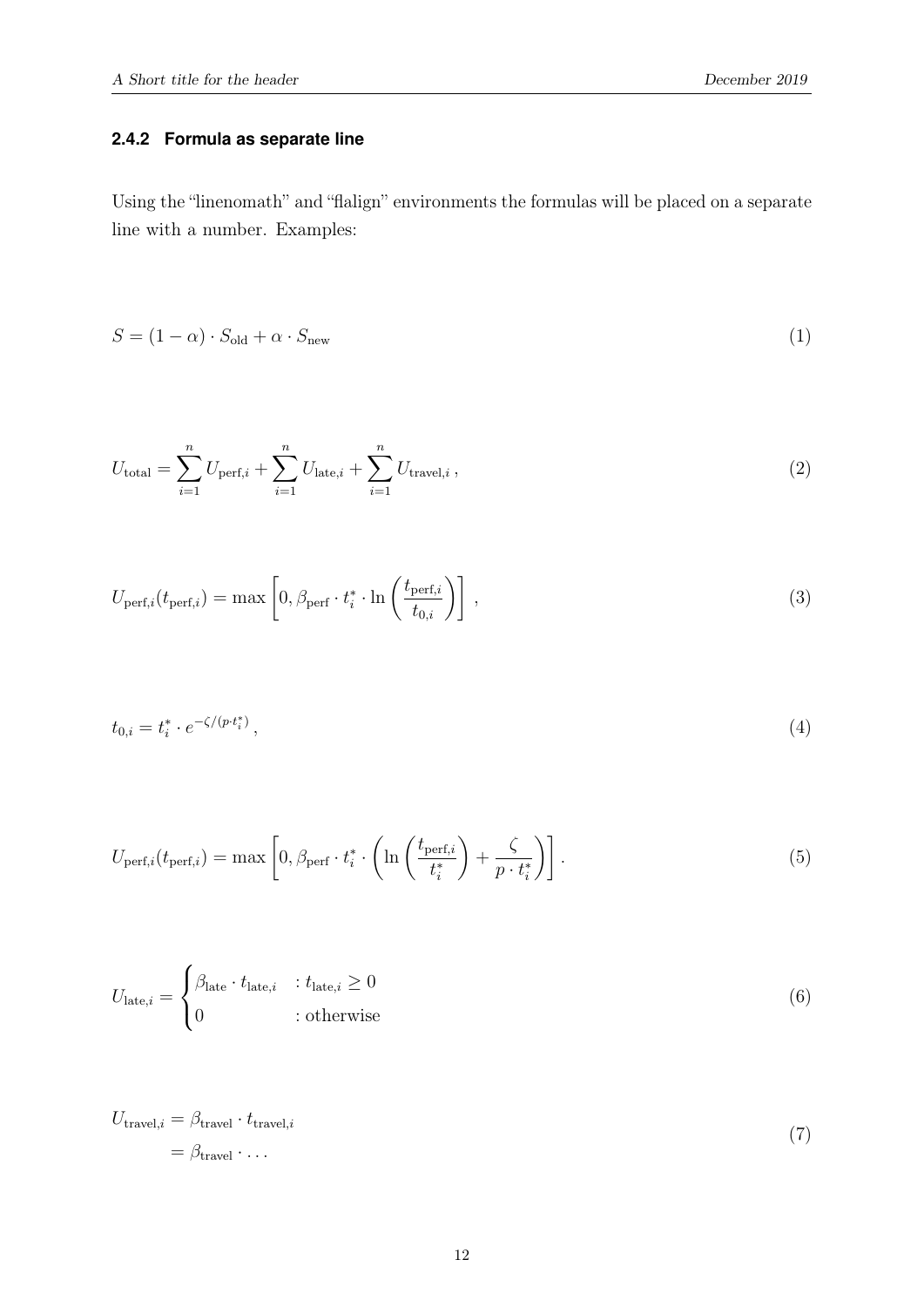### 2.4.2 Formula as separate line

Using the "linenomath" and "flalign" environments the formulas will be placed on a separate line with a number. Examples:

$$S = (1 - \alpha) \cdot S_{\text{old}} + \alpha \cdot S_{\text{new}} \tag{1}$$

$$U_{\text{total}} = \sum_{i=1}^{n} U_{\text{perf},i} + \sum_{i=1}^{n} U_{\text{late},i} + \sum_{i=1}^{n} U_{\text{travel},i} \,, \tag{2}$$

$$U_{\text{perf},i}(t_{\text{perf},i}) = \max \left[ 0, \beta_{\text{perf}} \cdot t_i^* \cdot \ln \left( \frac{t_{\text{perf},i}}{t_{0,i}} \right) \right] \,, \tag{3}$$

$$t_{0,i} = t_i^* \cdot e^{-\zeta/(p \cdot t_i^*)} \,, \tag{4}$$

$$U_{\text{perf},i}(t_{\text{perf},i}) = \max \left[ 0, \beta_{\text{perf}} \cdot t_i^* \cdot \left( \ln \left( \frac{t_{\text{perf},i}}{t_i^*} \right) + \frac{\zeta}{p \cdot t_i^*} \right) \right] . \tag{5}$$

$$U_{\text{late},i} = \begin{cases} \beta_{\text{late}} \cdot t_{\text{late},i} & : t_{\text{late},i} \geq 0 \\ 0 & : \text{otherwise} \end{cases} \tag{6}$$

$$\begin{aligned} U_{\text{travel},i} &= \beta_{\text{travel}} \cdot t_{\text{travel},i} \\ &= \beta_{\text{travel}} \cdot \ldots \end{aligned} \tag{7}$$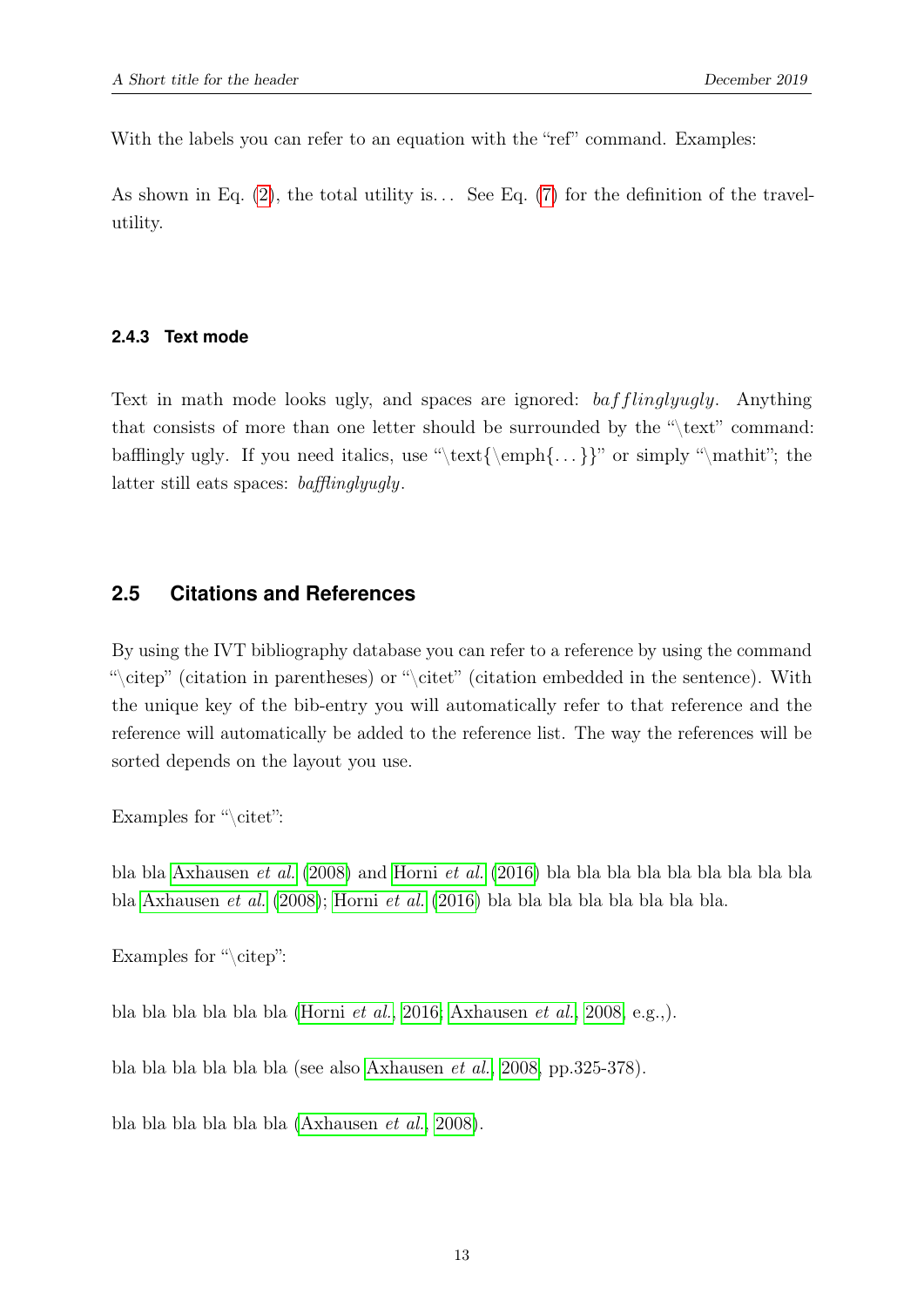With the labels you can refer to an equation with the "ref" command. Examples:

As shown in Eq. (2), the total utility is... See Eq. (7) for the definition of the travel-utility.

#### 2.4.3 Text mode

Text in math mode looks ugly, and spaces are ignored: $baffling ugly$. Anything that consists of more than one letter should be surrounded by the "\text" command: bafflingly ugly. If you need italics, use "\text{\emph{...}}" or simply "\mathit"; the latter still eats spaces: $\mathit{bafflinglyugly}$.

### 2.5 Citations and References

By using the IVT bibliography database you can refer to a reference by using the command "\citep" (citation in parentheses) or "\citet" (citation embedded in the sentence). With the unique key of the bib-entry you will automatically refer to that reference and the reference will automatically be added to the reference list. The way the references will be sorted depends on the layout you use.

Examples for "\citet":

bla bla Axhausen *et al.* (2008) and Horni *et al.* (2016) bla bla bla bla bla bla bla bla bla bla Axhausen *et al.* (2008); Horni *et al.* (2016) bla bla bla bla bla bla bla bla.

Examples for "\citep":

bla bla bla bla bla bla (Horni *et al.*, 2016; Axhausen *et al.*, 2008, e.g.,).

bla bla bla bla bla bla (see also Axhausen *et al.*, 2008, pp.325-378).

bla bla bla bla bla bla (Axhausen *et al.*, 2008).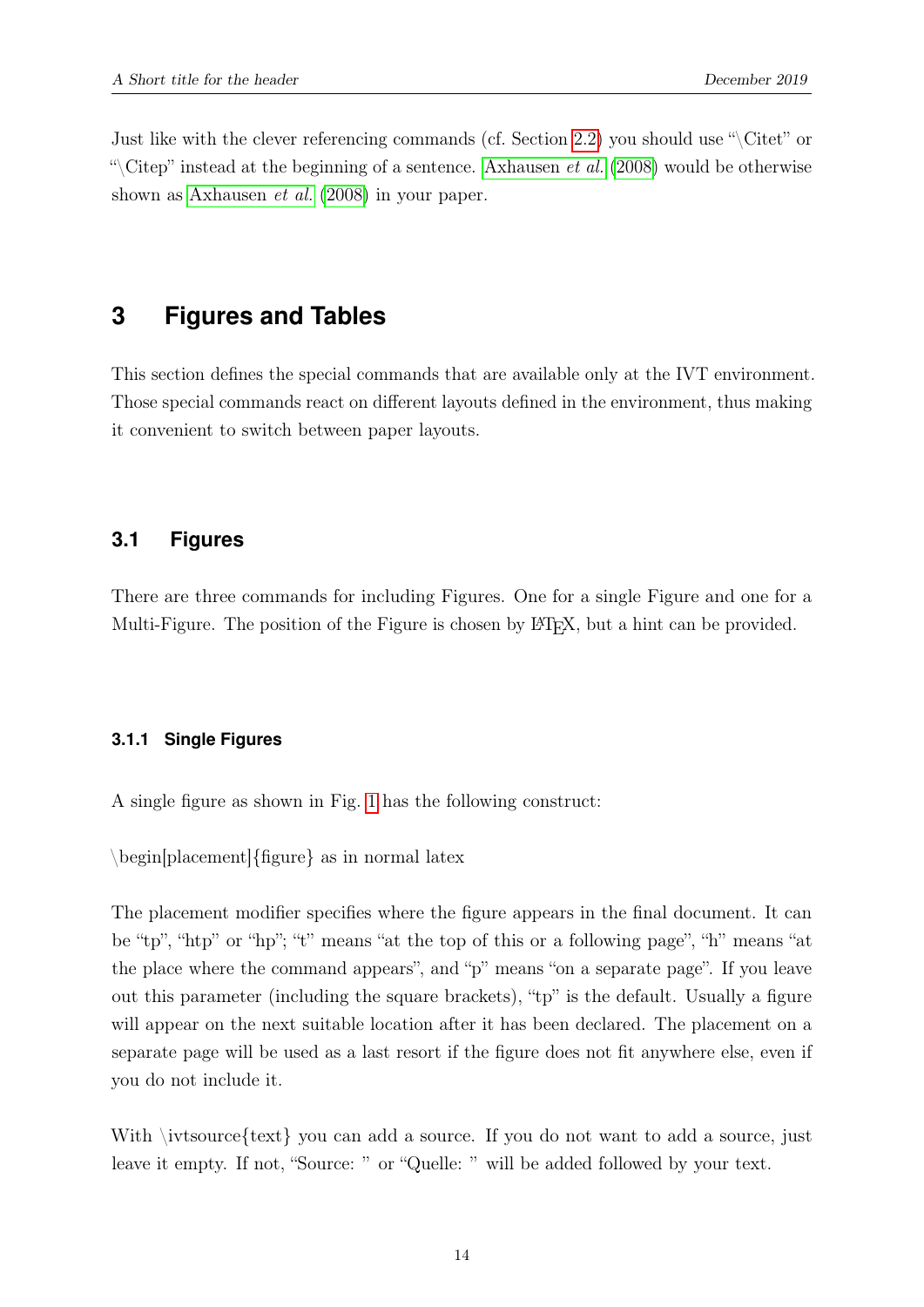Just like with the clever referencing commands (cf. Section 2.2) you should use "\Citet" or "\Citep" instead at the beginning of a sentence. Axhausen *et al.* (2008) would be otherwise shown as Axhausen *et al.* (2008) in your paper.

# 3 Figures and Tables

This section defines the special commands that are available only at the IVT environment. Those special commands react on different layouts defined in the environment, thus making it convenient to switch between paper layouts.

## 3.1 Figures

There are three commands for including Figures. One for a single Figure and one for a Multi-Figure. The position of the Figure is chosen by LaTeX, but a hint can be provided.

### 3.1.1 Single Figures

A single figure as shown in Fig. 1 has the following construct:

\begin[placement]{figure} as in normal latex

The placement modifier specifies where the figure appears in the final document. It can be "tp", "htp" or "hp"; "t" means "at the top of this or a following page", "h" means "at the place where the command appears", and "p" means "on a separate page". If you leave out this parameter (including the square brackets), "tp" is the default. Usually a figure will appear on the next suitable location after it has been declared. The placement on a separate page will be used as a last resort if the figure does not fit anywhere else, even if you do not include it.

With \ivtsource{text} you can add a source. If you do not want to add a source, just leave it empty. If not, "Source: " or "Quelle: " will be added followed by your text.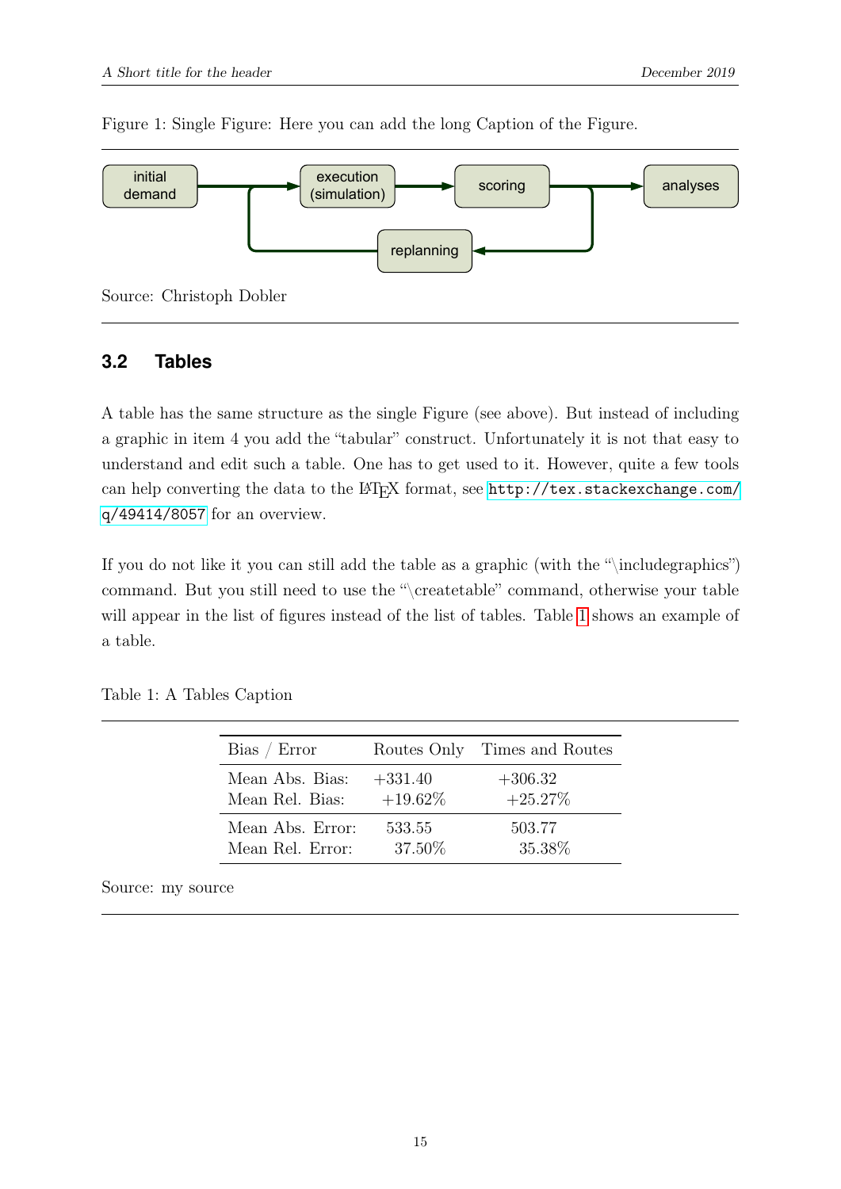Figure 1: Single Figure: Here you can add the long Caption of the Figure.

Source: Christoph Dobler

### 3.2 Tables

A table has the same structure as the single Figure (see above). But instead of including a graphic in item 4 you add the "tabular" construct. Unfortunately it is not that easy to understand and edit such a table. One has to get used to it. However, quite a few tools can help converting the data to the LaTeX format, see http://tex.stackexchange.com/q/49414/8057 for an overview.

If you do not like it you can still add the table as a graphic (with the "\includegraphics") command. But you still need to use the "\createtable" command, otherwise your table will appear in the list of figures instead of the list of tables. Table 1 shows an example of a table.

Table 1: A Tables Caption

| Bias / Error | Routes Only | Times and Routes |
|---|---|---|
| Mean Abs. Bias: | +331.40 | +306.32 |
| Mean Rel. Bias: | +19.62% | +25.27% |
| Mean Abs. Error: | 533.55 | 503.77 |
| Mean Rel. Error: | 37.50% | 35.38% |

Source: my source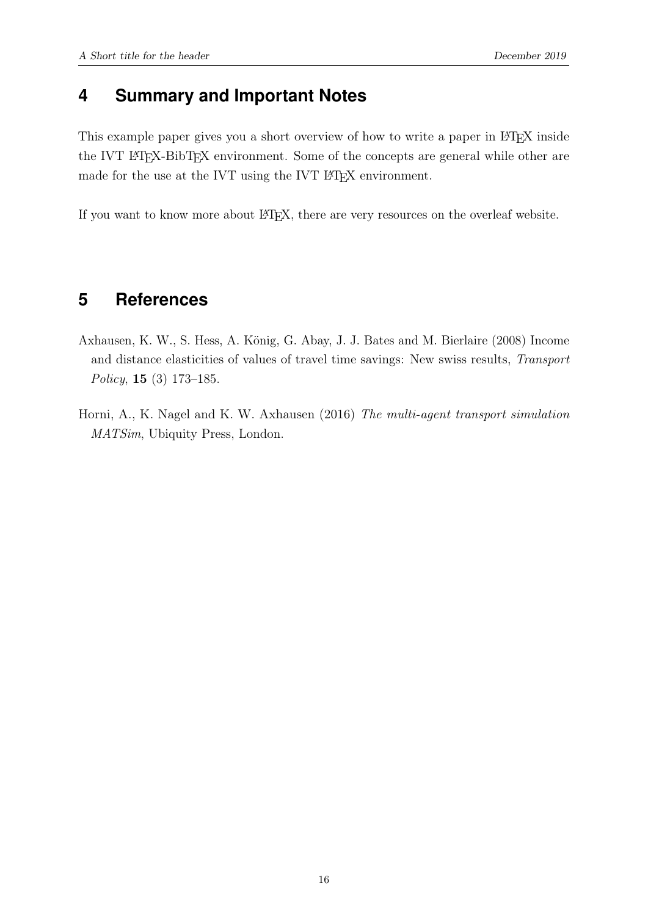## 4 Summary and Important Notes

This example paper gives you a short overview of how to write a paper in LaTeX inside the IVT LaTeX-BibTeX environment. Some of the concepts are general while other are made for the use at the IVT using the IVT LaTeX environment.

If you want to know more about LaTeX, there are very resources on the overleaf website.

## 5 References

Axhausen, K. W., S. Hess, A. König, G. Abay, J. J. Bates and M. Bierlaire (2008) Income and distance elasticities of values of travel time savings: New swiss results, *Transport Policy*, **15** (3) 173–185.

Horni, A., K. Nagel and K. W. Axhausen (2016) *The multi-agent transport simulation MATSim*, Ubiquity Press, London.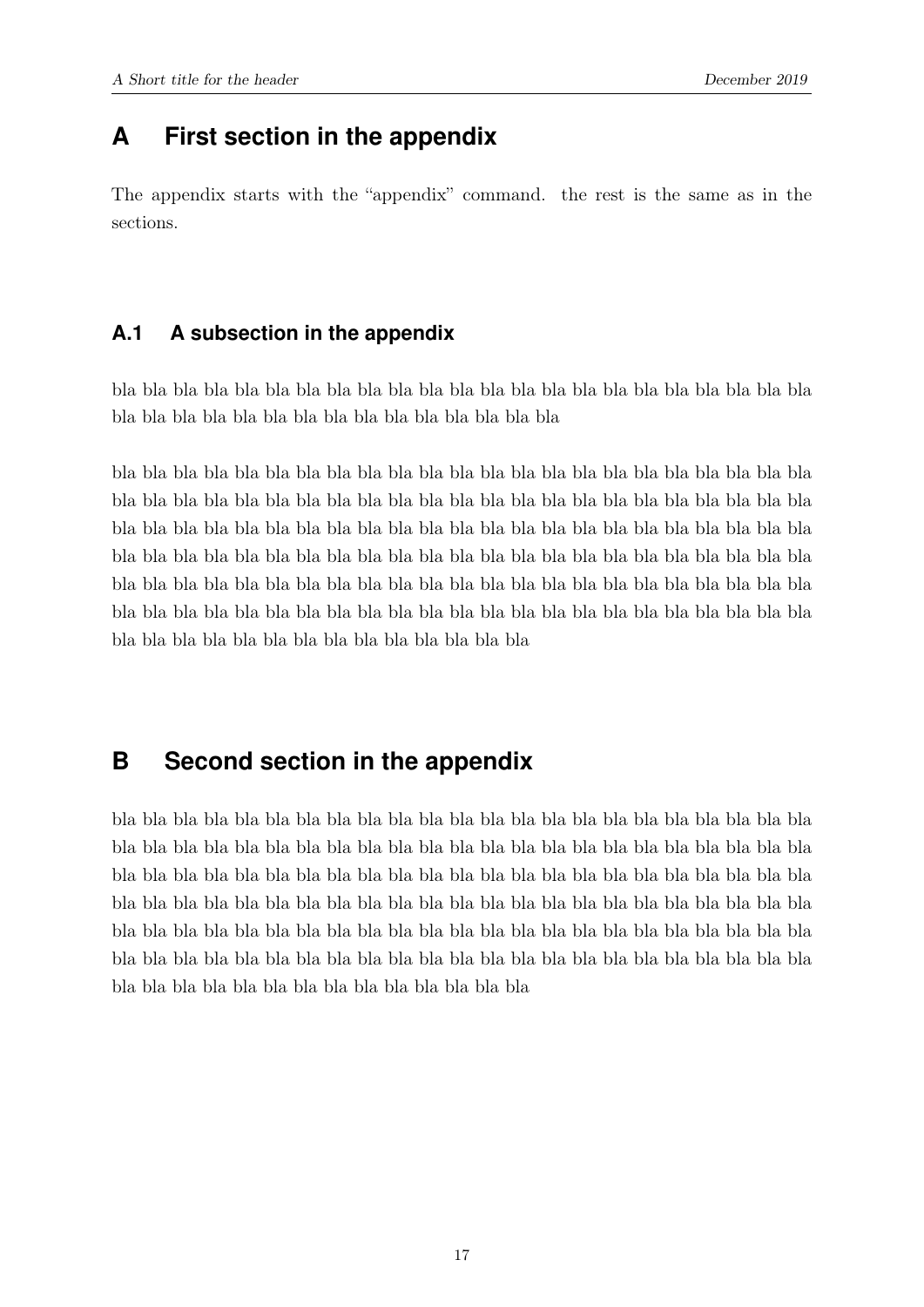## A First section in the appendix

The appendix starts with the "appendix" command. the rest is the same as in the sections.

### A.1 A subsection in the appendix

bla bla bla bla bla bla bla bla bla bla bla bla bla bla bla bla bla bla bla bla bla bla bla bla bla bla bla bla bla bla bla bla bla bla bla bla bla bla bla bla

bla bla bla bla bla bla bla bla bla bla bla bla bla bla bla bla bla bla bla bla bla bla bla bla bla bla bla bla bla bla bla bla bla bla bla bla bla bla bla bla bla bla bla bla bla bla bla bla bla bla bla bla bla bla bla bla bla bla bla bla bla bla bla bla bla bla bla bla bla bla bla bla bla bla bla bla bla bla bla bla bla bla bla bla bla bla bla bla bla bla bla bla bla bla bla bla bla bla bla bla bla bla bla bla bla bla bla bla bla bla bla bla bla bla bla bla bla bla bla bla bla bla bla bla bla bla bla bla bla bla bla bla bla bla bla bla bla bla bla bla bla bla bla bla bla bla bla bla bla bla bla bla bla bla bla bla bla bla

## B Second section in the appendix

bla bla bla bla bla bla bla bla bla bla bla bla bla bla bla bla bla bla bla bla bla bla bla bla bla bla bla bla bla bla bla bla bla bla bla bla bla bla bla bla bla bla bla bla bla bla bla bla bla bla bla bla bla bla bla bla bla bla bla bla bla bla bla bla bla bla bla bla bla bla bla bla bla bla bla bla bla bla bla bla bla bla bla bla bla bla bla bla bla bla bla bla bla bla bla bla bla bla bla bla bla bla bla bla bla bla bla bla bla bla bla bla bla bla bla bla bla bla bla bla bla bla bla bla bla bla bla bla bla bla bla bla bla bla bla bla bla bla bla bla bla bla bla bla bla bla bla bla bla bla bla bla bla bla bla bla bla bla bla bla bla bla bla bla bla bla bla bla bla bla bla bla bla bla